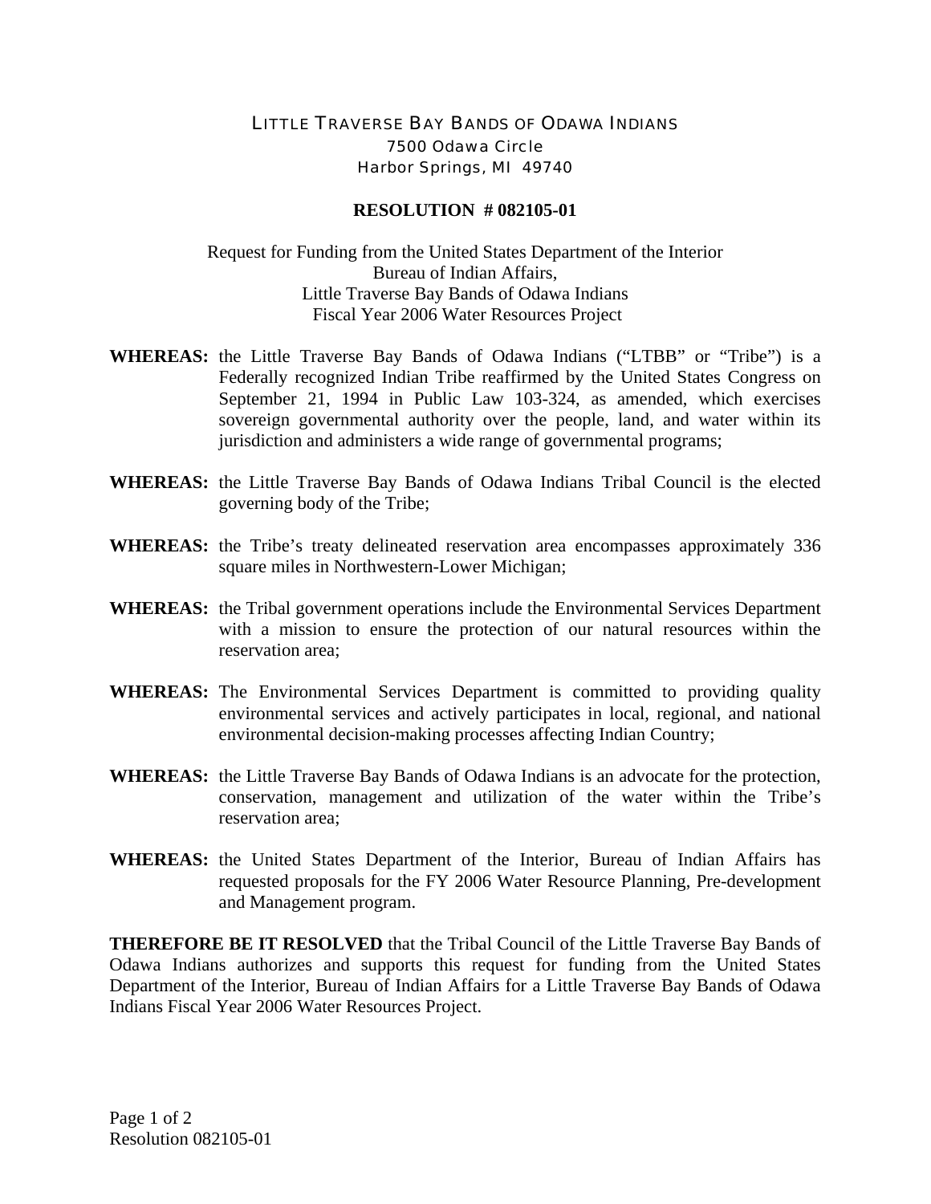LITTLE TRAVERSE BAY BANDS OF ODAWA INDIANS
7500 Odawa Circle
Harbor Springs, MI 49740

# RESOLUTION # 082105-01

Request for Funding from the United States Department of the Interior
Bureau of Indian Affairs,
Little Traverse Bay Bands of Odawa Indians
Fiscal Year 2006 Water Resources Project

**WHEREAS:** the Little Traverse Bay Bands of Odawa Indians ("LTBB" or "Tribe") is a Federally recognized Indian Tribe reaffirmed by the United States Congress on September 21, 1994 in Public Law 103-324, as amended, which exercises sovereign governmental authority over the people, land, and water within its jurisdiction and administers a wide range of governmental programs;

**WHEREAS:** the Little Traverse Bay Bands of Odawa Indians Tribal Council is the elected governing body of the Tribe;

**WHEREAS:** the Tribe's treaty delineated reservation area encompasses approximately 336 square miles in Northwestern-Lower Michigan;

**WHEREAS:** the Tribal government operations include the Environmental Services Department with a mission to ensure the protection of our natural resources within the reservation area;

**WHEREAS:** The Environmental Services Department is committed to providing quality environmental services and actively participates in local, regional, and national environmental decision-making processes affecting Indian Country;

**WHEREAS:** the Little Traverse Bay Bands of Odawa Indians is an advocate for the protection, conservation, management and utilization of the water within the Tribe's reservation area;

**WHEREAS:** the United States Department of the Interior, Bureau of Indian Affairs has requested proposals for the FY 2006 Water Resource Planning, Pre-development and Management program.

**THEREFORE BE IT RESOLVED** that the Tribal Council of the Little Traverse Bay Bands of Odawa Indians authorizes and supports this request for funding from the United States Department of the Interior, Bureau of Indian Affairs for a Little Traverse Bay Bands of Odawa Indians Fiscal Year 2006 Water Resources Project.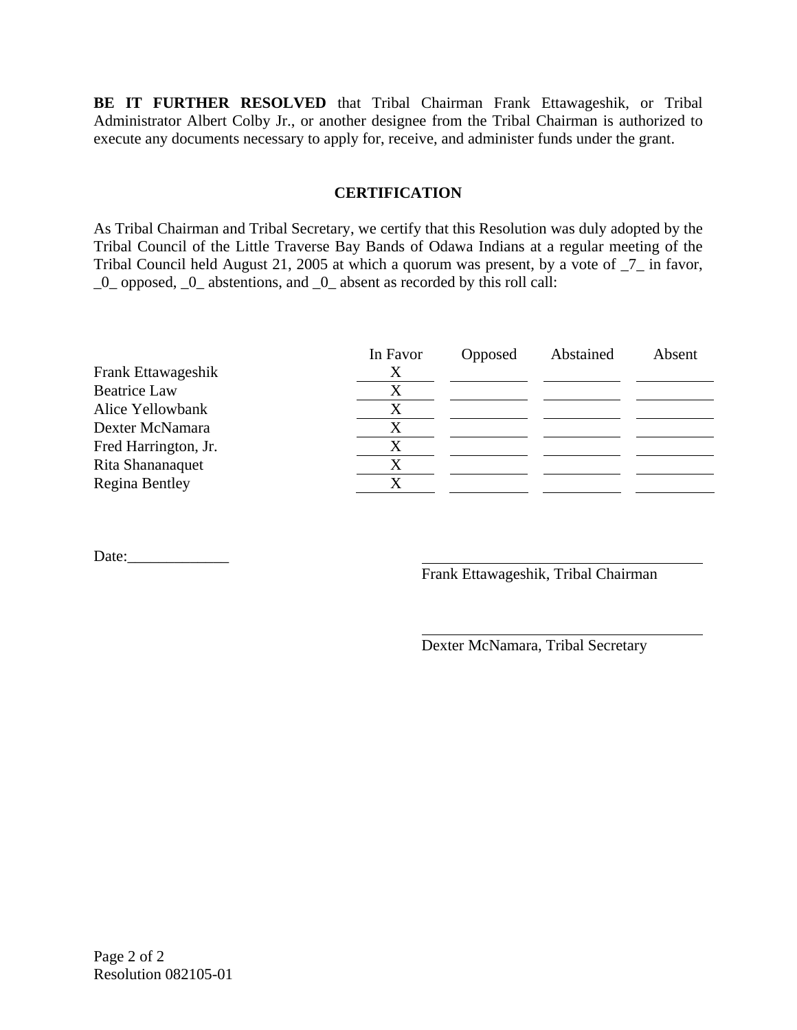**BE IT FURTHER RESOLVED** that Tribal Chairman Frank Ettawageshik, or Tribal Administrator Albert Colby Jr., or another designee from the Tribal Chairman is authorized to execute any documents necessary to apply for, receive, and administer funds under the grant.

## CERTIFICATION

As Tribal Chairman and Tribal Secretary, we certify that this Resolution was duly adopted by the Tribal Council of the Little Traverse Bay Bands of Odawa Indians at a regular meeting of the Tribal Council held August 21, 2005 at which a quorum was present, by a vote of _7_ in favor, _0_ opposed, _0_ abstentions, and _0_ absent as recorded by this roll call:

| | In Favor | Opposed | Abstained | Absent |
|---|---|---|---|---|
| Frank Ettawageshik | X | | | |
| Beatrice Law | X | | | |
| Alice Yellowbank | X | | | |
| Dexter McNamara | X | | | |
| Fred Harrington, Jr. | X | | | |
| Rita Shananaquet | X | | | |
| Regina Bentley | X | | | |

Date:_____________

_____________________________________
Frank Ettawageshik, Tribal Chairman

_____________________________________
Dexter McNamara, Tribal Secretary

Resolution 082105-01